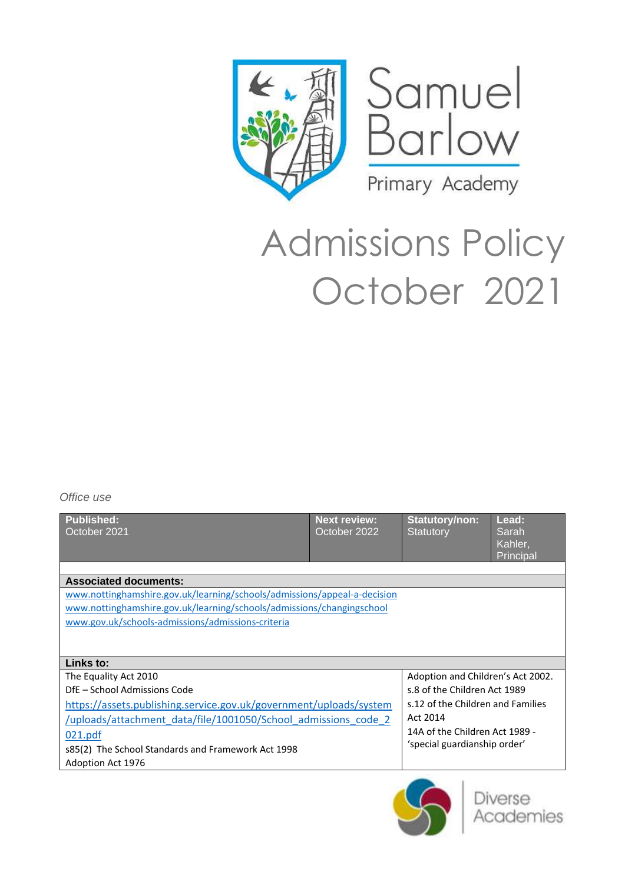Samuel Barlow

Primary Academy

# Admissions Policy October 2021

*Office use*

| Published: October 2021 | Next review: October 2022 | Statutory/non: Statutory | Lead: Sarah Kahler, Principal |
|---|---|---|---|

**Associated documents:**

www.nottinghamshire.gov.uk/learning/schools/admissions/appeal-a-decision
www.nottinghamshire.gov.uk/learning/schools/admissions/changingschool
www.gov.uk/schools-admissions/admissions-criteria

**Links to:**

| | |
|---|---|
| The Equality Act 2010<br>DfE – School Admissions Code<br>https://assets.publishing.service.gov.uk/government/uploads/system/uploads/attachment_data/file/1001050/School_admissions_code_2021.pdf<br>s85(2) The School Standards and Framework Act 1998<br>Adoption Act 1976 | Adoption and Children's Act 2002.<br>s.8 of the Children Act 1989<br>s.12 of the Children and Families Act 2014<br>14A of the Children Act 1989 - 'special guardianship order' |

Diverse Academies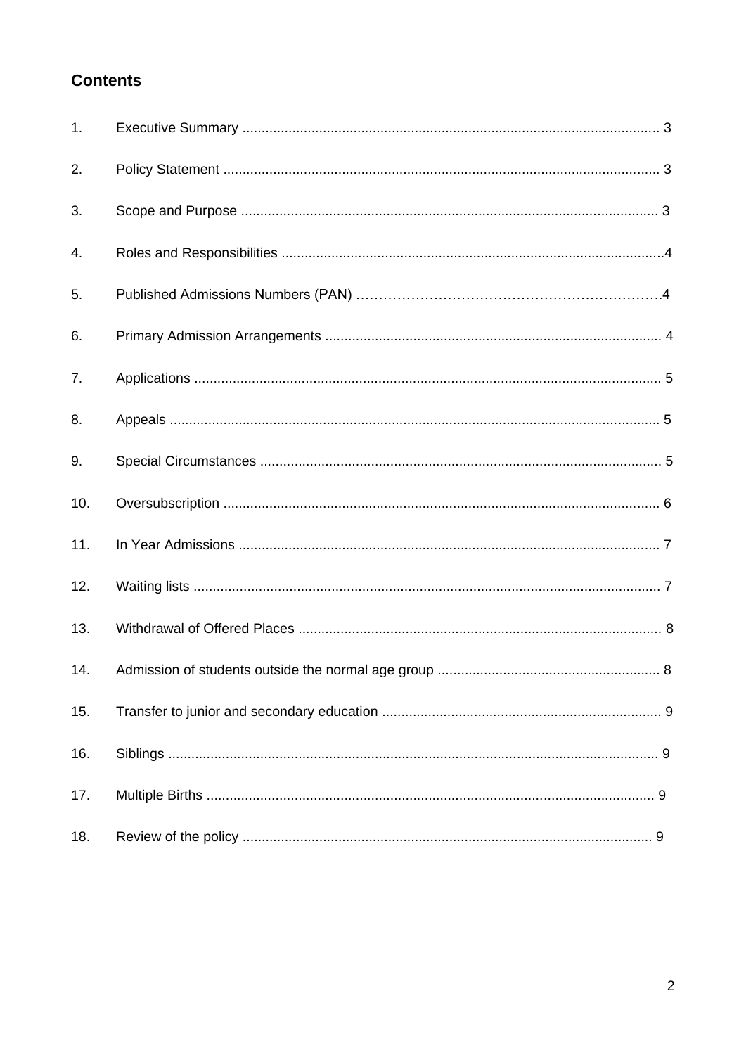## Contents

1. Executive Summary ........................................................................................................ 3
2. Policy Statement ............................................................................................................ 3
3. Scope and Purpose ........................................................................................................ 3
4. Roles and Responsibilities .............................................................................................. 4
5. Published Admissions Numbers (PAN) ........................................................................... 4
6. Primary Admission Arrangements .................................................................................. 4
7. Applications ................................................................................................................... 5
8. Appeals ......................................................................................................................... 5
9. Special Circumstances ................................................................................................... 5
10. Oversubscription ........................................................................................................... 6
11. In Year Admissions ........................................................................................................ 7
12. Waiting lists ................................................................................................................... 7
13. Withdrawal of Offered Places ......................................................................................... 8
14. Admission of students outside the normal age group ..................................................... 8
15. Transfer to junior and secondary education ................................................................... 9
16. Siblings ......................................................................................................................... 9
17. Multiple Births ................................................................................................................ 9
18. Review of the policy ....................................................................................................... 9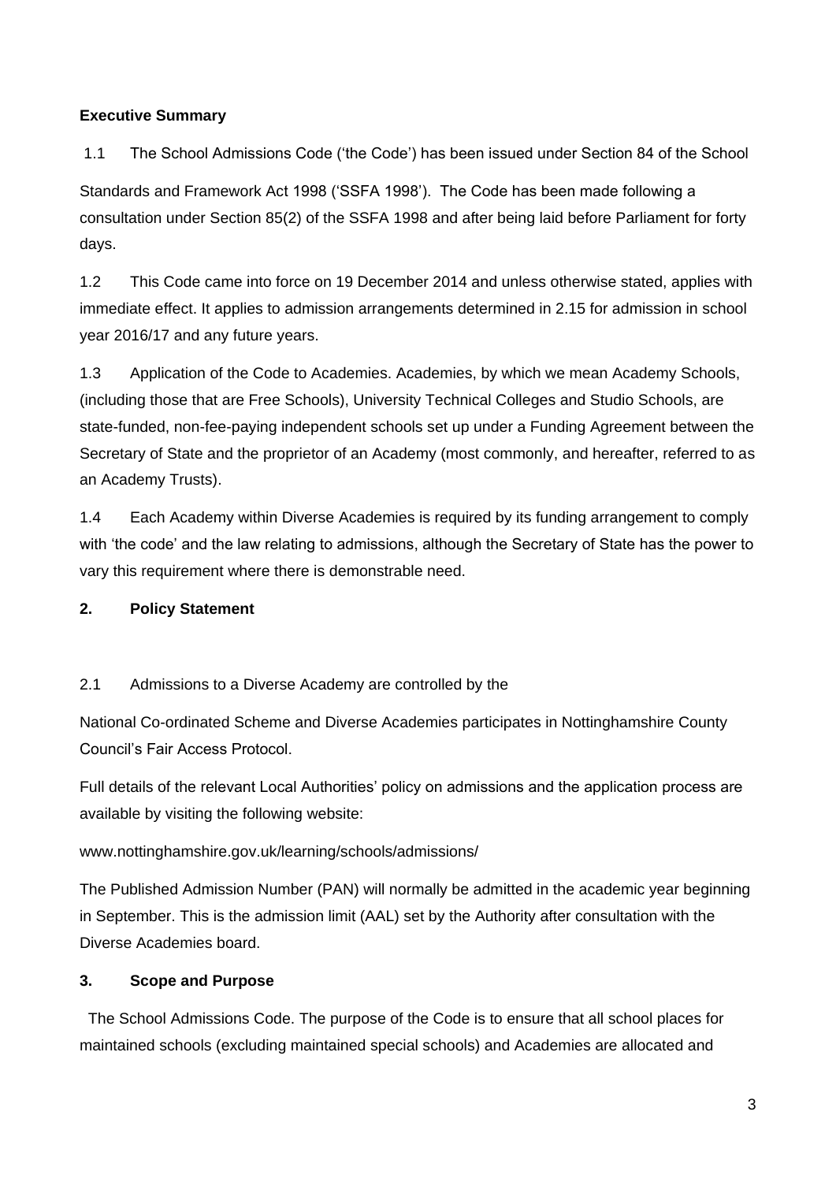**Executive Summary**

1.1 The School Admissions Code ('the Code') has been issued under Section 84 of the School Standards and Framework Act 1998 ('SSFA 1998'). The Code has been made following a consultation under Section 85(2) of the SSFA 1998 and after being laid before Parliament for forty days.

1.2 This Code came into force on 19 December 2014 and unless otherwise stated, applies with immediate effect. It applies to admission arrangements determined in 2.15 for admission in school year 2016/17 and any future years.

1.3 Application of the Code to Academies. Academies, by which we mean Academy Schools, (including those that are Free Schools), University Technical Colleges and Studio Schools, are state-funded, non-fee-paying independent schools set up under a Funding Agreement between the Secretary of State and the proprietor of an Academy (most commonly, and hereafter, referred to as an Academy Trusts).

1.4 Each Academy within Diverse Academies is required by its funding arrangement to comply with 'the code' and the law relating to admissions, although the Secretary of State has the power to vary this requirement where there is demonstrable need.

**2. Policy Statement**

2.1 Admissions to a Diverse Academy are controlled by the

National Co-ordinated Scheme and Diverse Academies participates in Nottinghamshire County Council's Fair Access Protocol.

Full details of the relevant Local Authorities' policy on admissions and the application process are available by visiting the following website:

www.nottinghamshire.gov.uk/learning/schools/admissions/

The Published Admission Number (PAN) will normally be admitted in the academic year beginning in September. This is the admission limit (AAL) set by the Authority after consultation with the Diverse Academies board.

**3. Scope and Purpose**

The School Admissions Code. The purpose of the Code is to ensure that all school places for maintained schools (excluding maintained special schools) and Academies are allocated and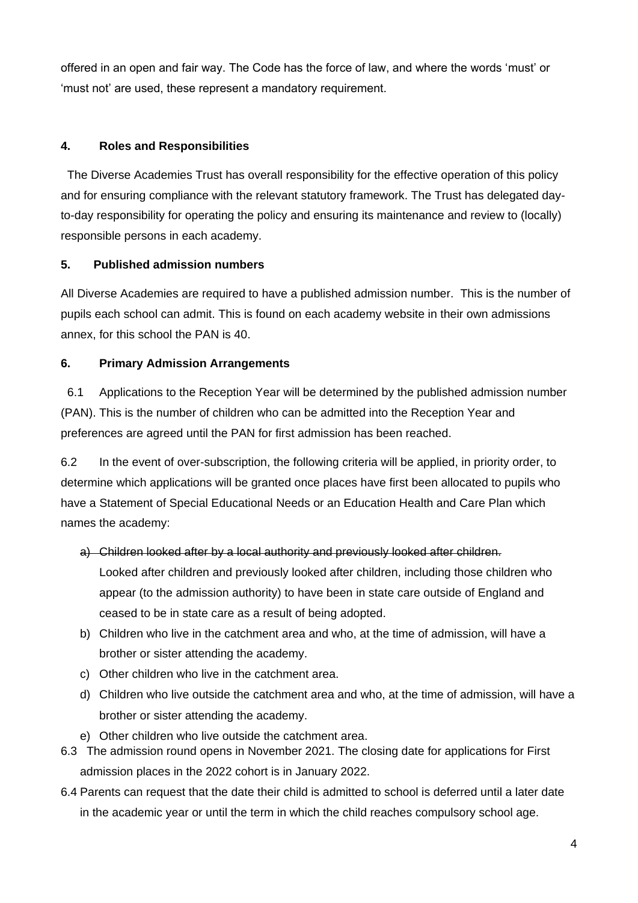offered in an open and fair way. The Code has the force of law, and where the words 'must' or 'must not' are used, these represent a mandatory requirement.

## 4. Roles and Responsibilities

The Diverse Academies Trust has overall responsibility for the effective operation of this policy and for ensuring compliance with the relevant statutory framework. The Trust has delegated day-to-day responsibility for operating the policy and ensuring its maintenance and review to (locally) responsible persons in each academy.

## 5. Published admission numbers

All Diverse Academies are required to have a published admission number. This is the number of pupils each school can admit. This is found on each academy website in their own admissions annex, for this school the PAN is 40.

## 6. Primary Admission Arrangements

6.1 Applications to the Reception Year will be determined by the published admission number (PAN). This is the number of children who can be admitted into the Reception Year and preferences are agreed until the PAN for first admission has been reached.

6.2 In the event of over-subscription, the following criteria will be applied, in priority order, to determine which applications will be granted once places have first been allocated to pupils who have a Statement of Special Educational Needs or an Education Health and Care Plan which names the academy:

a) ~~Children looked after by a local authority and previously looked after children.~~ Looked after children and previously looked after children, including those children who appear (to the admission authority) to have been in state care outside of England and ceased to be in state care as a result of being adopted.
b) Children who live in the catchment area and who, at the time of admission, will have a brother or sister attending the academy.
c) Other children who live in the catchment area.
d) Children who live outside the catchment area and who, at the time of admission, will have a brother or sister attending the academy.
e) Other children who live outside the catchment area.

6.3 The admission round opens in November 2021. The closing date for applications for First admission places in the 2022 cohort is in January 2022.

6.4 Parents can request that the date their child is admitted to school is deferred until a later date in the academic year or until the term in which the child reaches compulsory school age.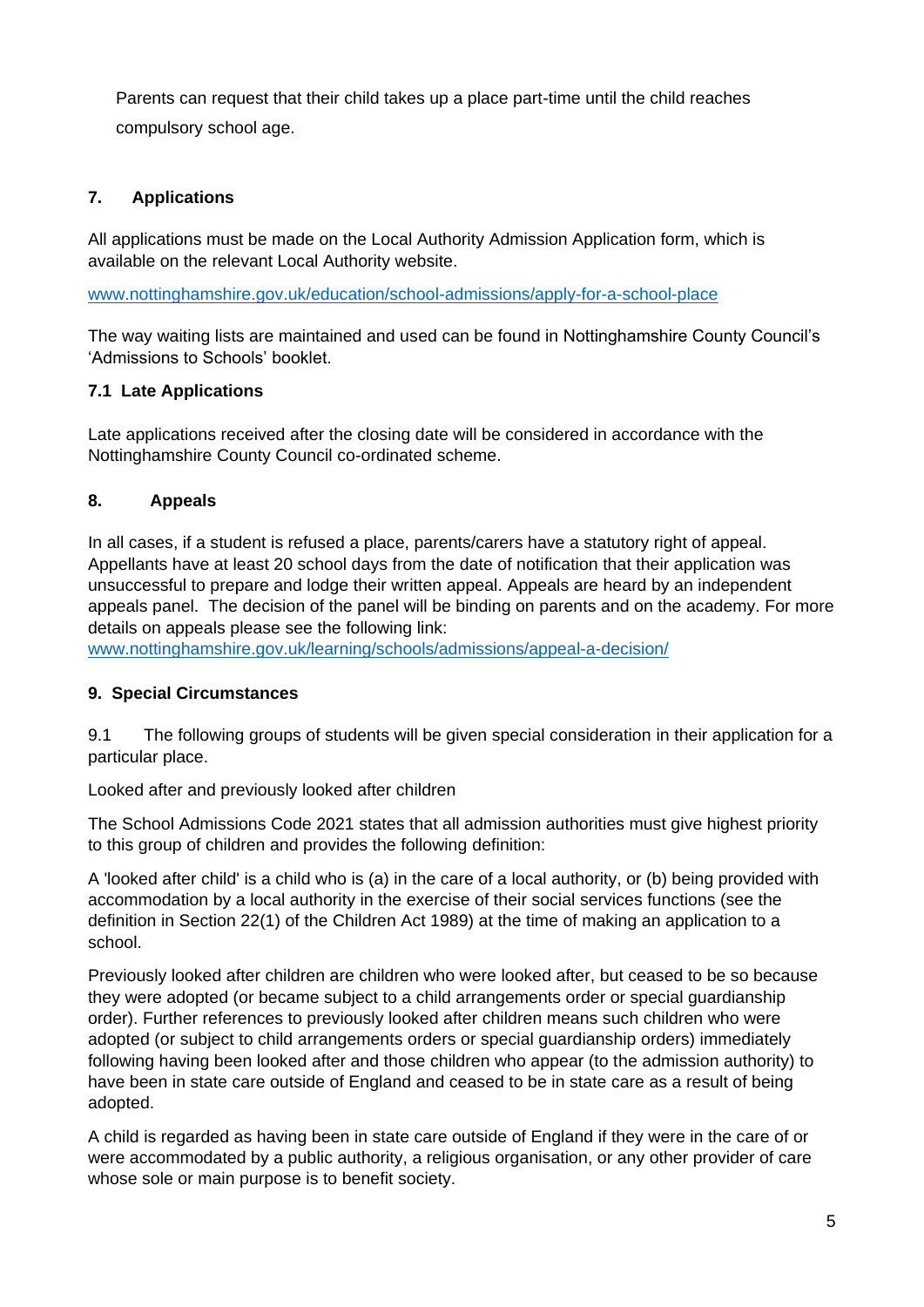Parents can request that their child takes up a place part-time until the child reaches compulsory school age.

## 7. Applications

All applications must be made on the Local Authority Admission Application form, which is available on the relevant Local Authority website.

www.nottinghamshire.gov.uk/education/school-admissions/apply-for-a-school-place

The way waiting lists are maintained and used can be found in Nottinghamshire County Council's 'Admissions to Schools' booklet.

### 7.1 Late Applications

Late applications received after the closing date will be considered in accordance with the Nottinghamshire County Council co-ordinated scheme.

## 8. Appeals

In all cases, if a student is refused a place, parents/carers have a statutory right of appeal. Appellants have at least 20 school days from the date of notification that their application was unsuccessful to prepare and lodge their written appeal. Appeals are heard by an independent appeals panel. The decision of the panel will be binding on parents and on the academy. For more details on appeals please see the following link:
www.nottinghamshire.gov.uk/learning/schools/admissions/appeal-a-decision/

## 9. Special Circumstances

9.1 The following groups of students will be given special consideration in their application for a particular place.

Looked after and previously looked after children

The School Admissions Code 2021 states that all admission authorities must give highest priority to this group of children and provides the following definition:

A 'looked after child' is a child who is (a) in the care of a local authority, or (b) being provided with accommodation by a local authority in the exercise of their social services functions (see the definition in Section 22(1) of the Children Act 1989) at the time of making an application to a school.

Previously looked after children are children who were looked after, but ceased to be so because they were adopted (or became subject to a child arrangements order or special guardianship order). Further references to previously looked after children means such children who were adopted (or subject to child arrangements orders or special guardianship orders) immediately following having been looked after and those children who appear (to the admission authority) to have been in state care outside of England and ceased to be in state care as a result of being adopted.

A child is regarded as having been in state care outside of England if they were in the care of or were accommodated by a public authority, a religious organisation, or any other provider of care whose sole or main purpose is to benefit society.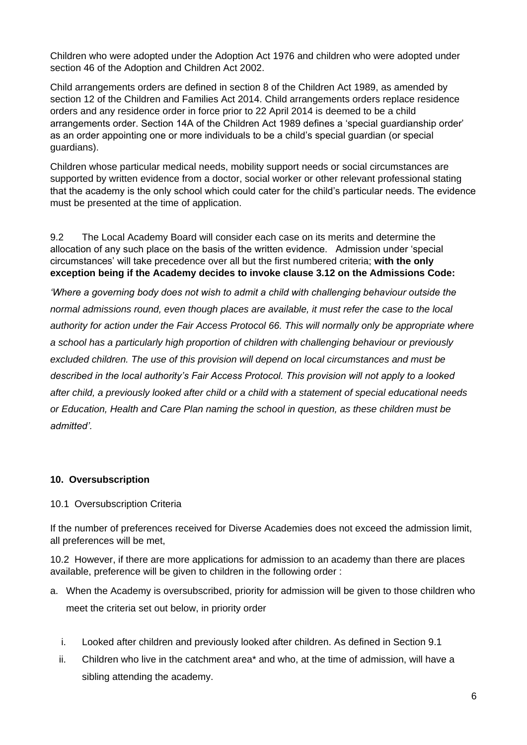Children who were adopted under the Adoption Act 1976 and children who were adopted under section 46 of the Adoption and Children Act 2002.

Child arrangements orders are defined in section 8 of the Children Act 1989, as amended by section 12 of the Children and Families Act 2014. Child arrangements orders replace residence orders and any residence order in force prior to 22 April 2014 is deemed to be a child arrangements order. Section 14A of the Children Act 1989 defines a 'special guardianship order' as an order appointing one or more individuals to be a child's special guardian (or special guardians).

Children whose particular medical needs, mobility support needs or social circumstances are supported by written evidence from a doctor, social worker or other relevant professional stating that the academy is the only school which could cater for the child's particular needs. The evidence must be presented at the time of application.

9.2 The Local Academy Board will consider each case on its merits and determine the allocation of any such place on the basis of the written evidence. Admission under 'special circumstances' will take precedence over all but the first numbered criteria; **with the only exception being if the Academy decides to invoke clause 3.12 on the Admissions Code:**

*'Where a governing body does not wish to admit a child with challenging behaviour outside the normal admissions round, even though places are available, it must refer the case to the local authority for action under the Fair Access Protocol 66. This will normally only be appropriate where a school has a particularly high proportion of children with challenging behaviour or previously excluded children. The use of this provision will depend on local circumstances and must be described in the local authority's Fair Access Protocol. This provision will not apply to a looked after child, a previously looked after child or a child with a statement of special educational needs or Education, Health and Care Plan naming the school in question, as these children must be admitted'.*

## 10. Oversubscription

10.1 Oversubscription Criteria

If the number of preferences received for Diverse Academies does not exceed the admission limit, all preferences will be met,

10.2 However, if there are more applications for admission to an academy than there are places available, preference will be given to children in the following order :

a. When the Academy is oversubscribed, priority for admission will be given to those children who meet the criteria set out below, in priority order

   i. Looked after children and previously looked after children. As defined in Section 9.1
   ii. Children who live in the catchment area* and who, at the time of admission, will have a sibling attending the academy.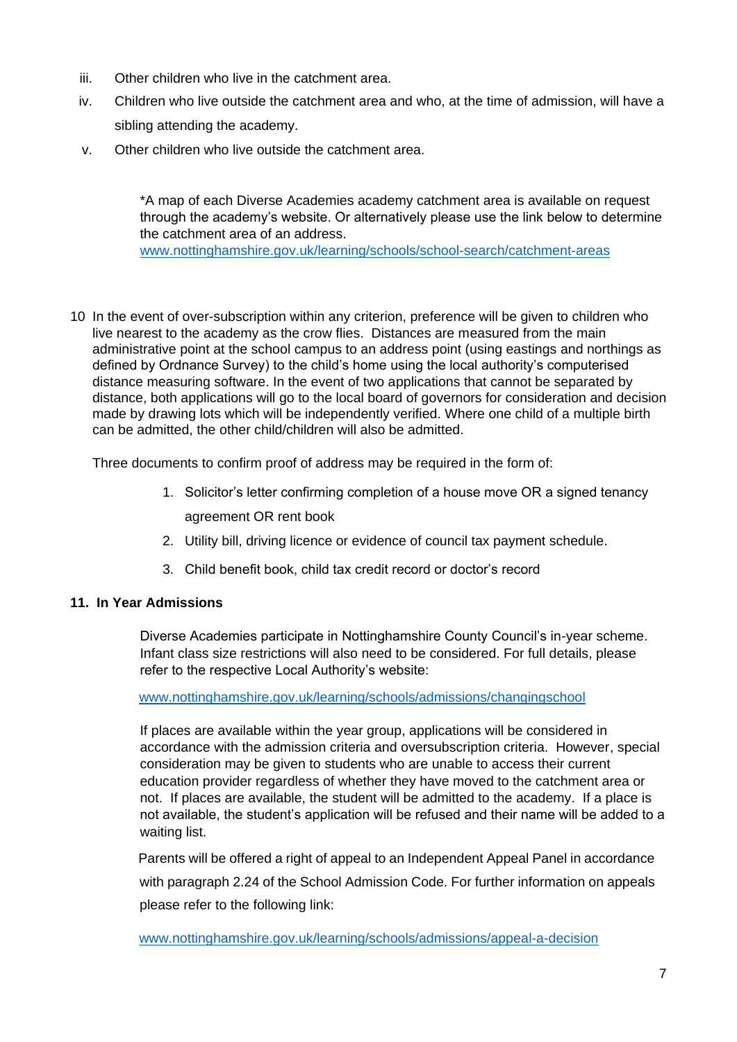iii. Other children who live in the catchment area.

iv. Children who live outside the catchment area and who, at the time of admission, will have a sibling attending the academy.

v. Other children who live outside the catchment area.

*A map of each Diverse Academies academy catchment area is available on request through the academy's website. Or alternatively please use the link below to determine the catchment area of an address.
www.nottinghamshire.gov.uk/learning/schools/school-search/catchment-areas

10 In the event of over-subscription within any criterion, preference will be given to children who live nearest to the academy as the crow flies. Distances are measured from the main administrative point at the school campus to an address point (using eastings and northings as defined by Ordnance Survey) to the child's home using the local authority's computerised distance measuring software. In the event of two applications that cannot be separated by distance, both applications will go to the local board of governors for consideration and decision made by drawing lots which will be independently verified. Where one child of a multiple birth can be admitted, the other child/children will also be admitted.

Three documents to confirm proof of address may be required in the form of:

1. Solicitor's letter confirming completion of a house move OR a signed tenancy agreement OR rent book
2. Utility bill, driving licence or evidence of council tax payment schedule.
3. Child benefit book, child tax credit record or doctor's record

**11. In Year Admissions**

Diverse Academies participate in Nottinghamshire County Council's in-year scheme. Infant class size restrictions will also need to be considered. For full details, please refer to the respective Local Authority's website:

www.nottinghamshire.gov.uk/learning/schools/admissions/changingschool

If places are available within the year group, applications will be considered in accordance with the admission criteria and oversubscription criteria. However, special consideration may be given to students who are unable to access their current education provider regardless of whether they have moved to the catchment area or not. If places are available, the student will be admitted to the academy. If a place is not available, the student's application will be refused and their name will be added to a waiting list.

Parents will be offered a right of appeal to an Independent Appeal Panel in accordance with paragraph 2.24 of the School Admission Code. For further information on appeals please refer to the following link:

www.nottinghamshire.gov.uk/learning/schools/admissions/appeal-a-decision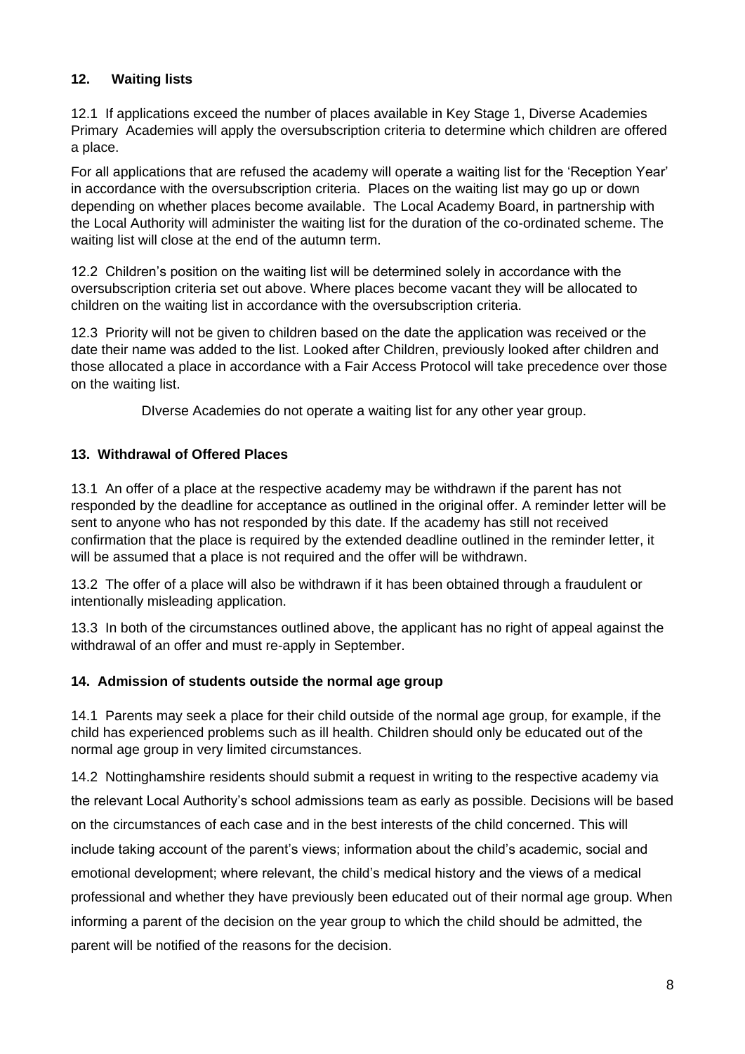## 12. Waiting lists

12.1 If applications exceed the number of places available in Key Stage 1, Diverse Academies Primary Academies will apply the oversubscription criteria to determine which children are offered a place.

For all applications that are refused the academy will operate a waiting list for the 'Reception Year' in accordance with the oversubscription criteria. Places on the waiting list may go up or down depending on whether places become available. The Local Academy Board, in partnership with the Local Authority will administer the waiting list for the duration of the co-ordinated scheme. The waiting list will close at the end of the autumn term.

12.2 Children's position on the waiting list will be determined solely in accordance with the oversubscription criteria set out above. Where places become vacant they will be allocated to children on the waiting list in accordance with the oversubscription criteria.

12.3 Priority will not be given to children based on the date the application was received or the date their name was added to the list. Looked after Children, previously looked after children and those allocated a place in accordance with a Fair Access Protocol will take precedence over those on the waiting list.

DIverse Academies do not operate a waiting list for any other year group.

## 13. Withdrawal of Offered Places

13.1 An offer of a place at the respective academy may be withdrawn if the parent has not responded by the deadline for acceptance as outlined in the original offer. A reminder letter will be sent to anyone who has not responded by this date. If the academy has still not received confirmation that the place is required by the extended deadline outlined in the reminder letter, it will be assumed that a place is not required and the offer will be withdrawn.

13.2 The offer of a place will also be withdrawn if it has been obtained through a fraudulent or intentionally misleading application.

13.3 In both of the circumstances outlined above, the applicant has no right of appeal against the withdrawal of an offer and must re-apply in September.

## 14. Admission of students outside the normal age group

14.1 Parents may seek a place for their child outside of the normal age group, for example, if the child has experienced problems such as ill health. Children should only be educated out of the normal age group in very limited circumstances.

14.2 Nottinghamshire residents should submit a request in writing to the respective academy via the relevant Local Authority's school admissions team as early as possible. Decisions will be based on the circumstances of each case and in the best interests of the child concerned. This will include taking account of the parent's views; information about the child's academic, social and emotional development; where relevant, the child's medical history and the views of a medical professional and whether they have previously been educated out of their normal age group. When informing a parent of the decision on the year group to which the child should be admitted, the parent will be notified of the reasons for the decision.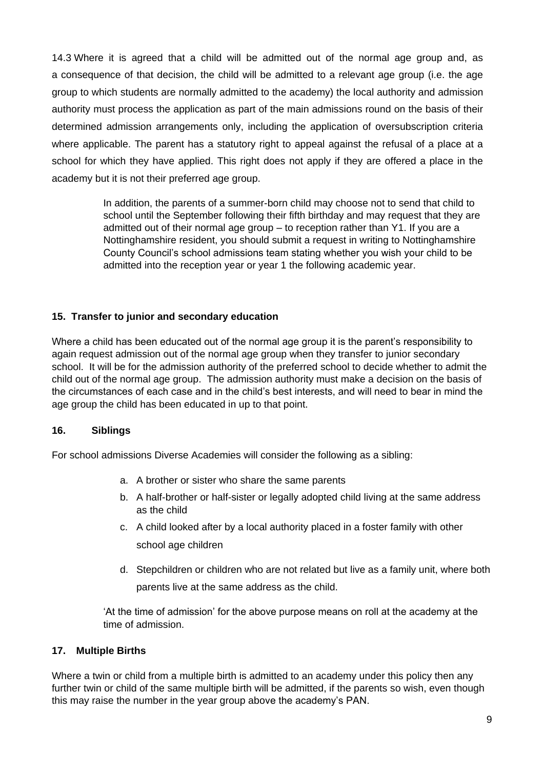14.3 Where it is agreed that a child will be admitted out of the normal age group and, as a consequence of that decision, the child will be admitted to a relevant age group (i.e. the age group to which students are normally admitted to the academy) the local authority and admission authority must process the application as part of the main admissions round on the basis of their determined admission arrangements only, including the application of oversubscription criteria where applicable. The parent has a statutory right to appeal against the refusal of a place at a school for which they have applied. This right does not apply if they are offered a place in the academy but it is not their preferred age group.

In addition, the parents of a summer-born child may choose not to send that child to school until the September following their fifth birthday and may request that they are admitted out of their normal age group – to reception rather than Y1. If you are a Nottinghamshire resident, you should submit a request in writing to Nottinghamshire County Council's school admissions team stating whether you wish your child to be admitted into the reception year or year 1 the following academic year.

## 15. Transfer to junior and secondary education

Where a child has been educated out of the normal age group it is the parent's responsibility to again request admission out of the normal age group when they transfer to junior secondary school. It will be for the admission authority of the preferred school to decide whether to admit the child out of the normal age group. The admission authority must make a decision on the basis of the circumstances of each case and in the child's best interests, and will need to bear in mind the age group the child has been educated in up to that point.

## 16. Siblings

For school admissions Diverse Academies will consider the following as a sibling:

a. A brother or sister who share the same parents
b. A half-brother or half-sister or legally adopted child living at the same address as the child
c. A child looked after by a local authority placed in a foster family with other school age children
d. Stepchildren or children who are not related but live as a family unit, where both parents live at the same address as the child.

'At the time of admission' for the above purpose means on roll at the academy at the time of admission.

## 17. Multiple Births

Where a twin or child from a multiple birth is admitted to an academy under this policy then any further twin or child of the same multiple birth will be admitted, if the parents so wish, even though this may raise the number in the year group above the academy's PAN.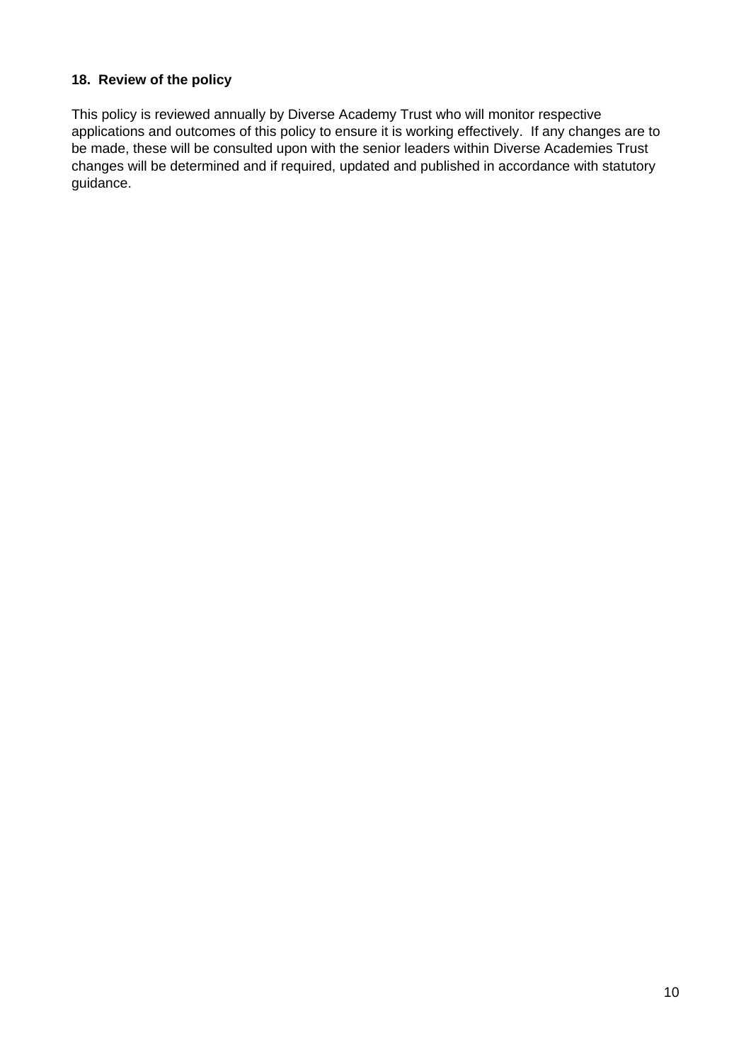**18. Review of the policy**

This policy is reviewed annually by Diverse Academy Trust who will monitor respective applications and outcomes of this policy to ensure it is working effectively. If any changes are to be made, these will be consulted upon with the senior leaders within Diverse Academies Trust changes will be determined and if required, updated and published in accordance with statutory guidance.